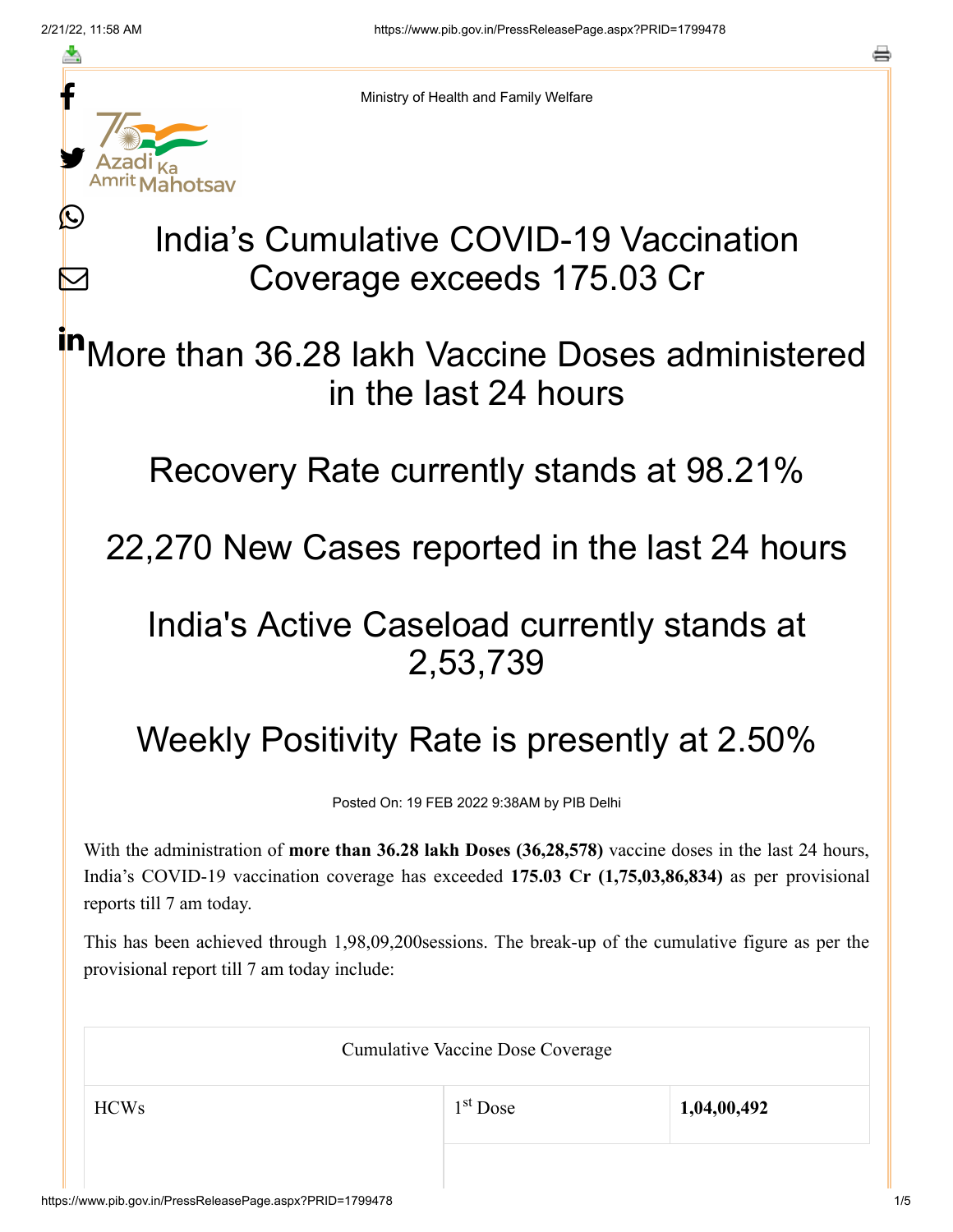Ministry of Health and Family Welfare

# India's Cumulative COVID-19 Vaccination Coverage exceeds 175.03 Cr

## More than 36.28 lakh Vaccine Doses administered in the last 24 hours

## Recovery Rate currently stands at 98.21%

## 22,270 New Cases reported in the last 24 hours

## India's Active Caseload currently stands at 2,53,739

## Weekly Positivity Rate is presently at 2.50%

Posted On: 19 FEB 2022 9:38AM by PIB Delhi

With the administration of **more than 36.28 lakh Doses (36,28,578)** vaccine doses in the last 24 hours, India's COVID-19 vaccination coverage has exceeded **175.03 Cr (1,75,03,86,834)** as per provisional reports till 7 am today.

This has been achieved through 1,98,09,200sessions. The break-up of the cumulative figure as per the provisional report till 7 am today include:

| Cumulative Vaccine Dose Coverage | | |
|---|---|---|
| HCWs | 1st Dose | **1,04,00,492** |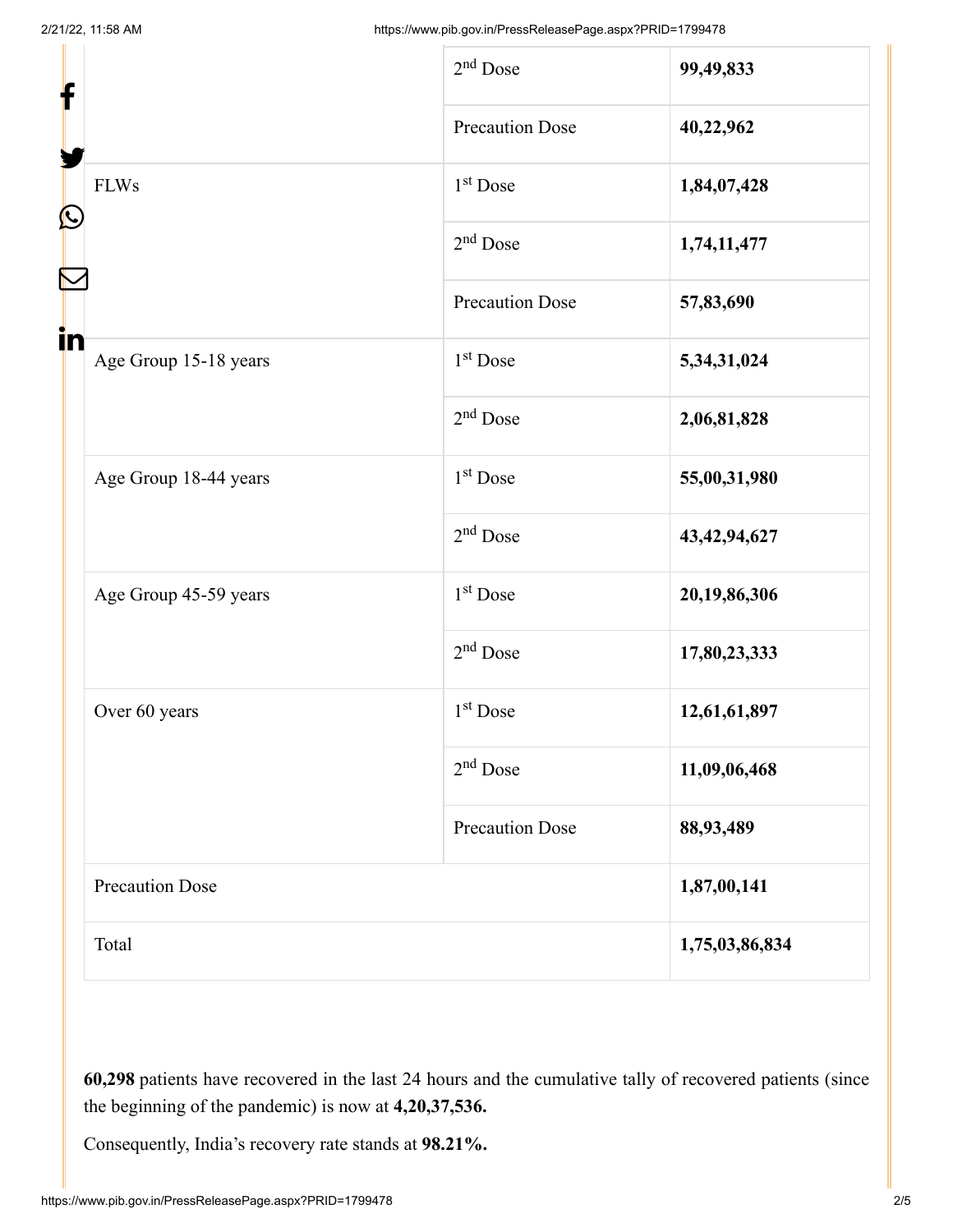| | | |
|---|---|---|
| | 2nd Dose | **99,49,833** |
| | Precaution Dose | **40,22,962** |
| FLWs | 1st Dose | **1,84,07,428** |
| | 2nd Dose | **1,74,11,477** |
| | Precaution Dose | **57,83,690** |
| Age Group 15-18 years | 1st Dose | **5,34,31,024** |
| | 2nd Dose | **2,06,81,828** |
| Age Group 18-44 years | 1st Dose | **55,00,31,980** |
| | 2nd Dose | **43,42,94,627** |
| Age Group 45-59 years | 1st Dose | **20,19,86,306** |
| | 2nd Dose | **17,80,23,333** |
| Over 60 years | 1st Dose | **12,61,61,897** |
| | 2nd Dose | **11,09,06,468** |
| | Precaution Dose | **88,93,489** |
| Precaution Dose | | **1,87,00,141** |
| Total | | **1,75,03,86,834** |

**60,298** patients have recovered in the last 24 hours and the cumulative tally of recovered patients (since the beginning of the pandemic) is now at **4,20,37,536.**

Consequently, India's recovery rate stands at **98.21%.**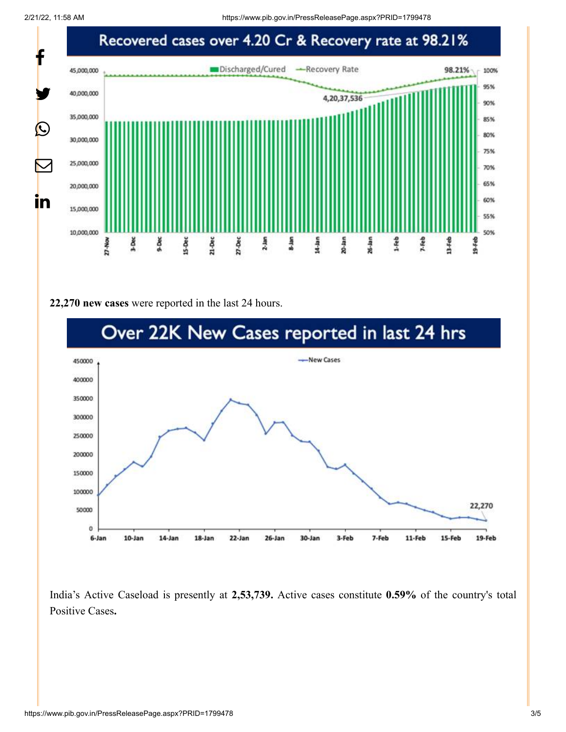Recovered cases over 4.20 Cr & Recovery rate at 98.21%

Discharged/Cured
Recovery Rate
98.21%
4,20,37,536

45,000,000
40,000,000
35,000,000
30,000,000
25,000,000
20,000,000
15,000,000
10,000,000

100%
95%
90%
85%
80%
75%
70%
65%
60%
55%
50%

27-Nov 3-Dec 9-Dec 15-Dec 21-Dec 27-Dec 2-Jan 8-Jan 14-Jan 20-Jan 26-Jan 1-Feb 7-Feb 13-Feb 19-Feb

**22,270 new cases** were reported in the last 24 hours.

Over 22K New Cases reported in last 24 hrs

New Cases
22,270

450000
400000
350000
300000
250000
200000
150000
100000
50000
0

6-Jan 10-Jan 14-Jan 18-Jan 22-Jan 26-Jan 30-Jan 3-Feb 7-Feb 11-Feb 15-Feb 19-Feb

India's Active Caseload is presently at **2,53,739.** Active cases constitute **0.59%** of the country's total Positive Cases**.**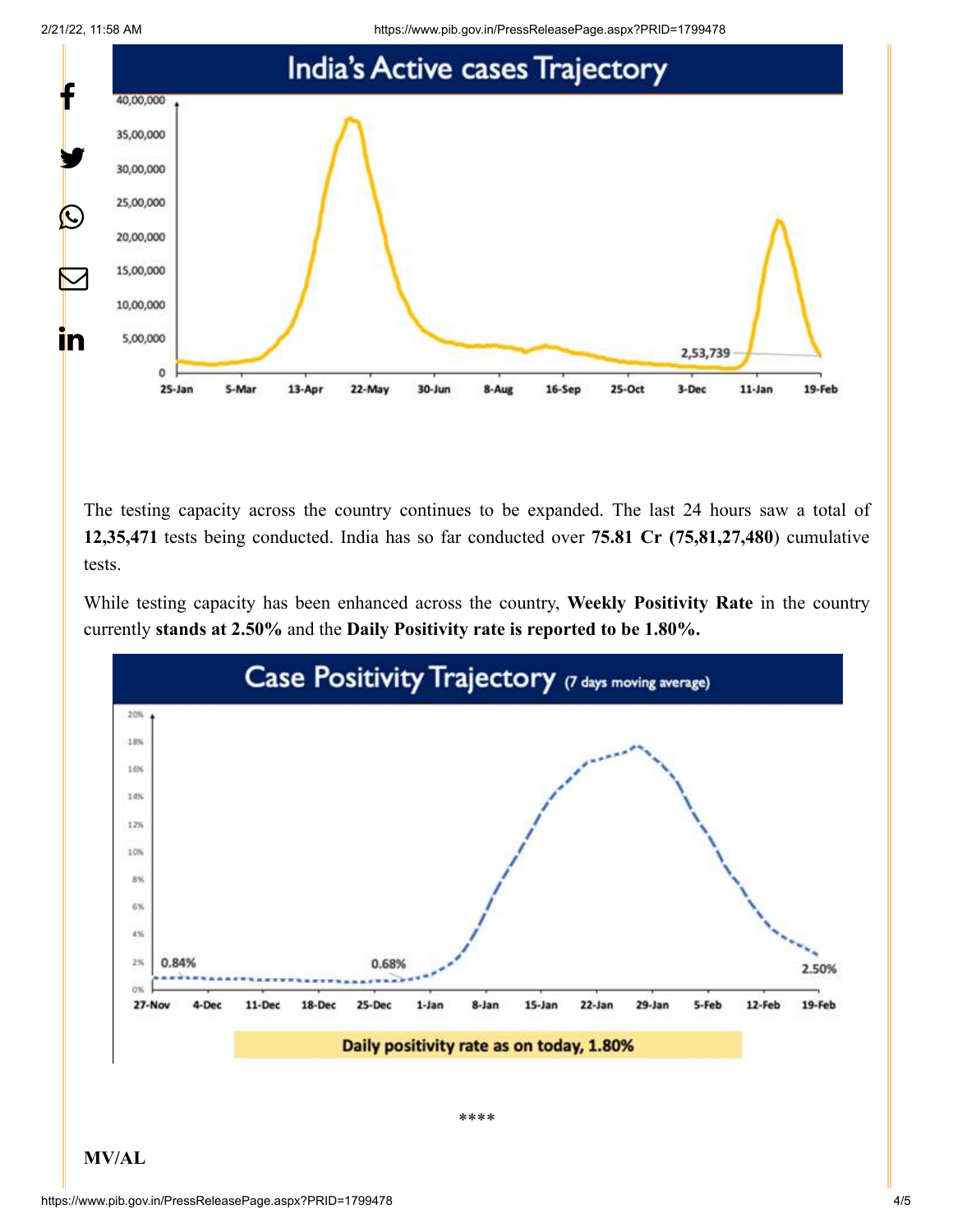India's Active cases Trajectory

40,00,000
35,00,000
30,00,000
25,00,000
20,00,000
15,00,000
10,00,000
5,00,000
0

25-Jan 5-Mar 13-Apr 22-May 30-Jun 8-Aug 16-Sep 25-Oct 3-Dec 11-Jan 19-Feb

2,53,739

The testing capacity across the country continues to be expanded. The last 24 hours saw a total of **12,35,471** tests being conducted. India has so far conducted over **75.81 Cr (75,81,27,480)** cumulative tests.

While testing capacity has been enhanced across the country, **Weekly Positivity Rate** in the country currently **stands at 2.50%** and the **Daily Positivity rate is reported to be 1.80%.**

Case Positivity Trajectory (7 days moving average)

20%
18%
16%
14%
12%
10%
8%
6%
4%
2%
0%

27-Nov 4-Dec 11-Dec 18-Dec 25-Dec 1-Jan 8-Jan 15-Jan 22-Jan 29-Jan 5-Feb 12-Feb 19-Feb

0.84%
0.68%
2.50%

Daily positivity rate as on today, 1.80%

****

**MV/AL**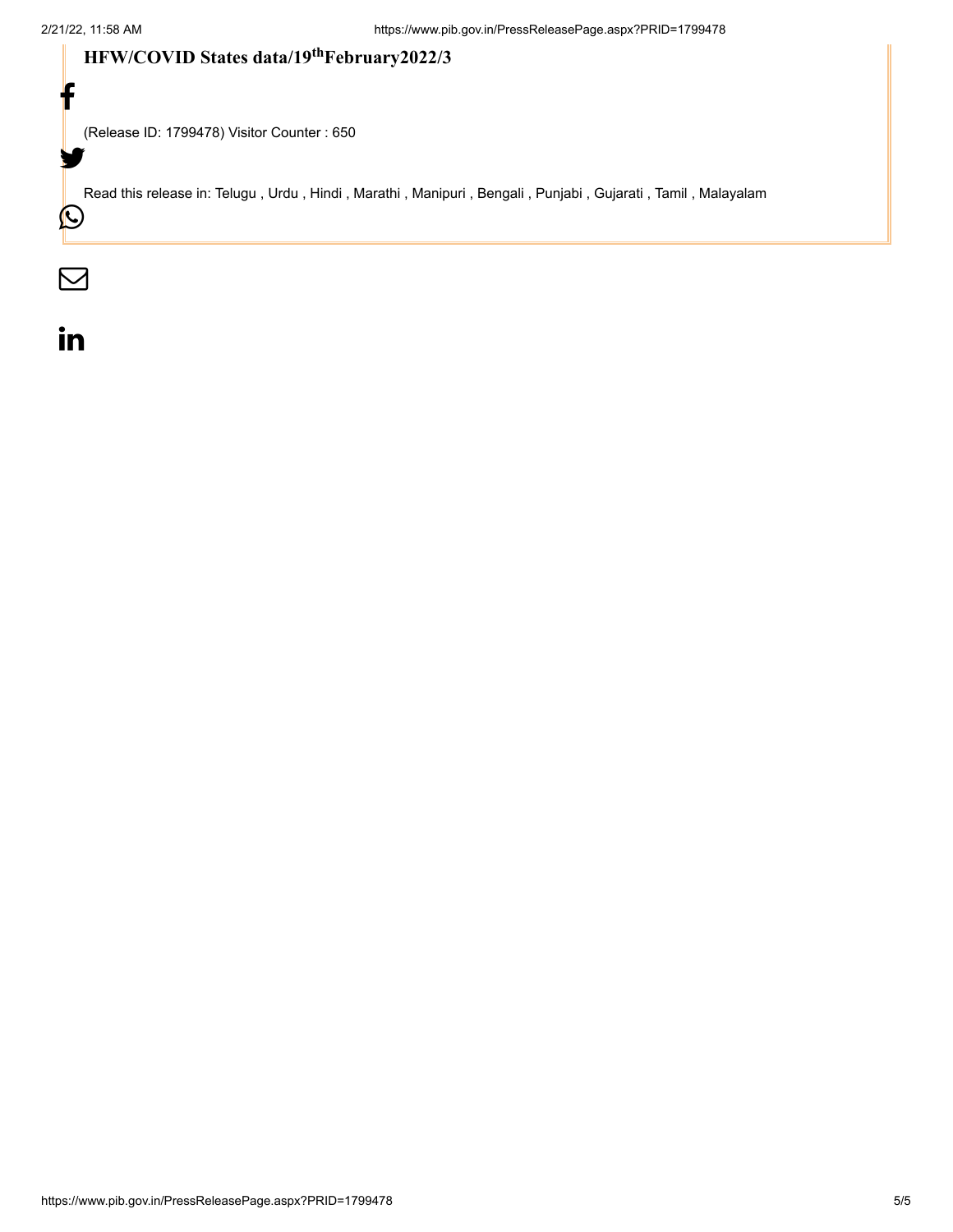**HFW/COVID States data/19thFebruary2022/3**

(Release ID: 1799478) Visitor Counter : 650

Read this release in: Telugu , Urdu , Hindi , Marathi , Manipuri , Bengali , Punjabi , Gujarati , Tamil , Malayalam